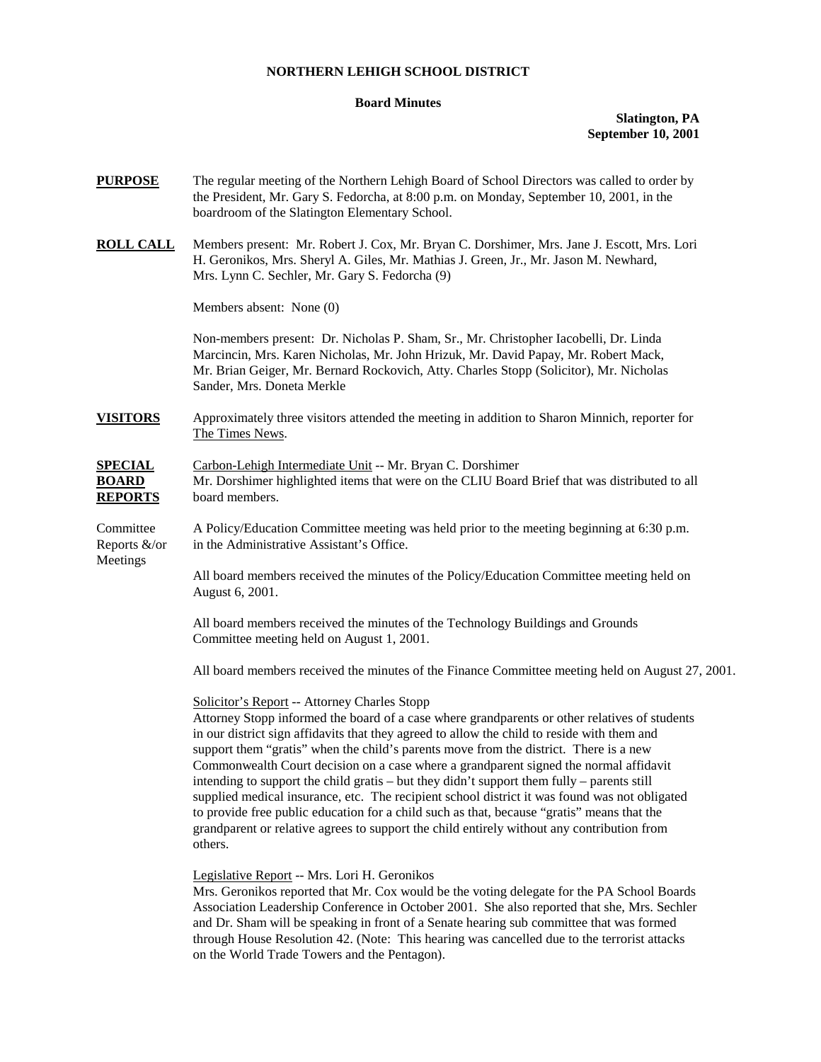**NORTHERN LEHIGH SCHOOL DISTRICT**

**Board Minutes**

**Slatington, PA**
**September 10, 2001**

**PURPOSE** The regular meeting of the Northern Lehigh Board of School Directors was called to order by the President, Mr. Gary S. Fedorcha, at 8:00 p.m. on Monday, September 10, 2001, in the boardroom of the Slatington Elementary School.

**ROLL CALL** Members present: Mr. Robert J. Cox, Mr. Bryan C. Dorshimer, Mrs. Jane J. Escott, Mrs. Lori H. Geronikos, Mrs. Sheryl A. Giles, Mr. Mathias J. Green, Jr., Mr. Jason M. Newhard, Mrs. Lynn C. Sechler, Mr. Gary S. Fedorcha (9)

Members absent: None (0)

Non-members present: Dr. Nicholas P. Sham, Sr., Mr. Christopher Iacobelli, Dr. Linda Marcincin, Mrs. Karen Nicholas, Mr. John Hrizuk, Mr. David Papay, Mr. Robert Mack, Mr. Brian Geiger, Mr. Bernard Rockovich, Atty. Charles Stopp (Solicitor), Mr. Nicholas Sander, Mrs. Doneta Merkle

**VISITORS** Approximately three visitors attended the meeting in addition to Sharon Minnich, reporter for The Times News.

**SPECIAL BOARD REPORTS**

Carbon-Lehigh Intermediate Unit -- Mr. Bryan C. Dorshimer
Mr. Dorshimer highlighted items that were on the CLIU Board Brief that was distributed to all board members.

Committee Reports &/or Meetings

A Policy/Education Committee meeting was held prior to the meeting beginning at 6:30 p.m. in the Administrative Assistant's Office.

All board members received the minutes of the Policy/Education Committee meeting held on August 6, 2001.

All board members received the minutes of the Technology Buildings and Grounds Committee meeting held on August 1, 2001.

All board members received the minutes of the Finance Committee meeting held on August 27, 2001.

Solicitor's Report -- Attorney Charles Stopp
Attorney Stopp informed the board of a case where grandparents or other relatives of students in our district sign affidavits that they agreed to allow the child to reside with them and support them "gratis" when the child's parents move from the district. There is a new Commonwealth Court decision on a case where a grandparent signed the normal affidavit intending to support the child gratis – but they didn't support them fully – parents still supplied medical insurance, etc. The recipient school district it was found was not obligated to provide free public education for a child such as that, because "gratis" means that the grandparent or relative agrees to support the child entirely without any contribution from others.

Legislative Report -- Mrs. Lori H. Geronikos
Mrs. Geronikos reported that Mr. Cox would be the voting delegate for the PA School Boards Association Leadership Conference in October 2001. She also reported that she, Mrs. Sechler and Dr. Sham will be speaking in front of a Senate hearing sub committee that was formed through House Resolution 42. (Note: This hearing was cancelled due to the terrorist attacks on the World Trade Towers and the Pentagon).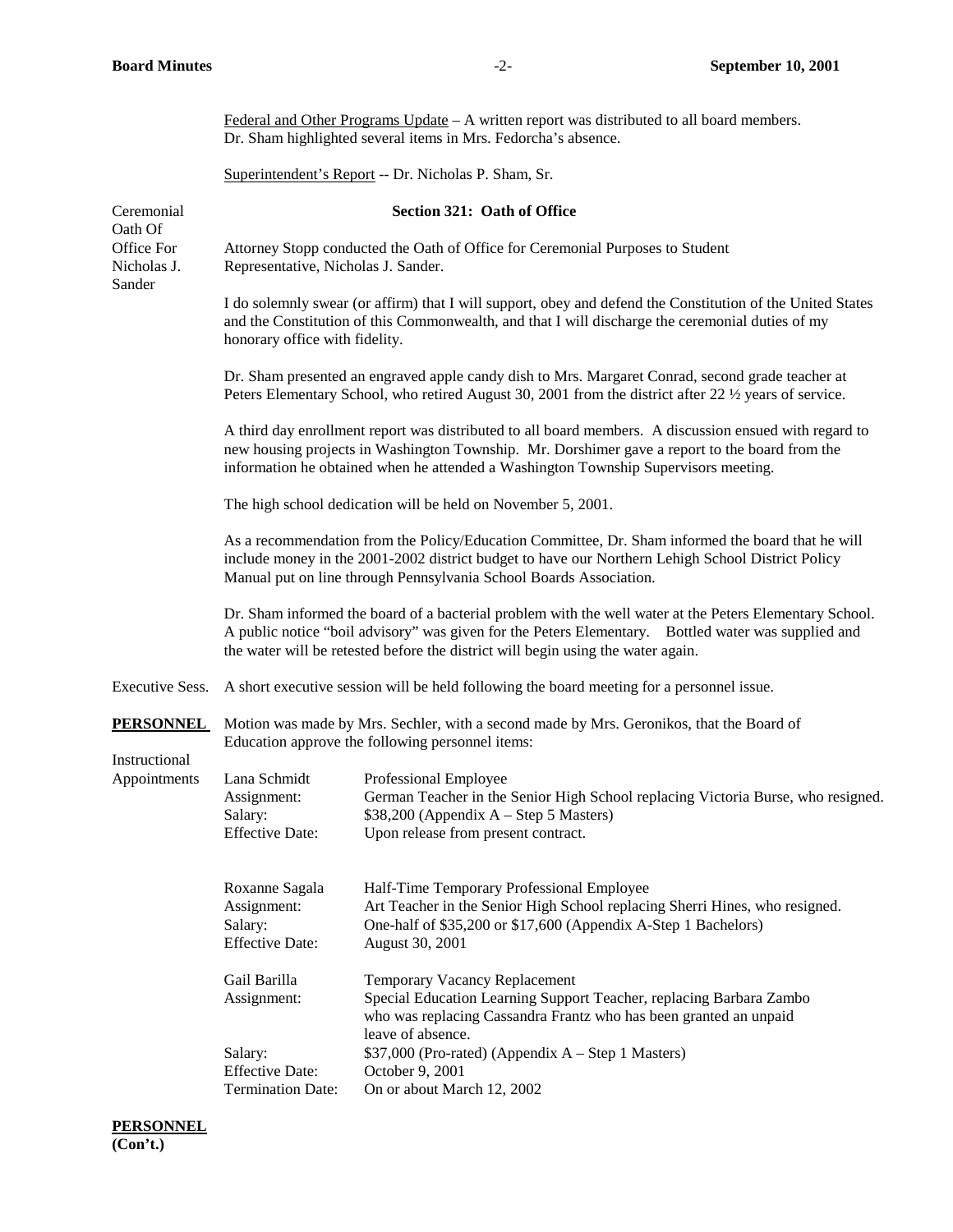Federal and Other Programs Update – A written report was distributed to all board members. Dr. Sham highlighted several items in Mrs. Fedorcha's absence.

Superintendent's Report -- Dr. Nicholas P. Sham, Sr.

Ceremonial Oath Of Office For Nicholas J. Sander

**Section 321: Oath of Office**

Attorney Stopp conducted the Oath of Office for Ceremonial Purposes to Student Representative, Nicholas J. Sander.

I do solemnly swear (or affirm) that I will support, obey and defend the Constitution of the United States and the Constitution of this Commonwealth, and that I will discharge the ceremonial duties of my honorary office with fidelity.

Dr. Sham presented an engraved apple candy dish to Mrs. Margaret Conrad, second grade teacher at Peters Elementary School, who retired August 30, 2001 from the district after 22 ½ years of service.

A third day enrollment report was distributed to all board members. A discussion ensued with regard to new housing projects in Washington Township. Mr. Dorshimer gave a report to the board from the information he obtained when he attended a Washington Township Supervisors meeting.

The high school dedication will be held on November 5, 2001.

As a recommendation from the Policy/Education Committee, Dr. Sham informed the board that he will include money in the 2001-2002 district budget to have our Northern Lehigh School District Policy Manual put on line through Pennsylvania School Boards Association.

Dr. Sham informed the board of a bacterial problem with the well water at the Peters Elementary School. A public notice "boil advisory" was given for the Peters Elementary. Bottled water was supplied and the water will be retested before the district will begin using the water again.

Executive Sess. A short executive session will be held following the board meeting for a personnel issue.

**PERSONNEL** Motion was made by Mrs. Sechler, with a second made by Mrs. Geronikos, that the Board of Education approve the following personnel items:

Instructional Appointments

Lana Schmidt — Professional Employee
Assignment: German Teacher in the Senior High School replacing Victoria Burse, who resigned.
Salary: $38,200 (Appendix A – Step 5 Masters)
Effective Date: Upon release from present contract.

Roxanne Sagala — Half-Time Temporary Professional Employee
Assignment: Art Teacher in the Senior High School replacing Sherri Hines, who resigned.
Salary: One-half of $35,200 or $17,600 (Appendix A-Step 1 Bachelors)
Effective Date: August 30, 2001

Gail Barilla — Temporary Vacancy Replacement
Assignment: Special Education Learning Support Teacher, replacing Barbara Zambo who was replacing Cassandra Frantz who has been granted an unpaid leave of absence.
Salary: $37,000 (Pro-rated) (Appendix A – Step 1 Masters)
Effective Date: October 9, 2001
Termination Date: On or about March 12, 2002

**PERSONNEL (Con't.)**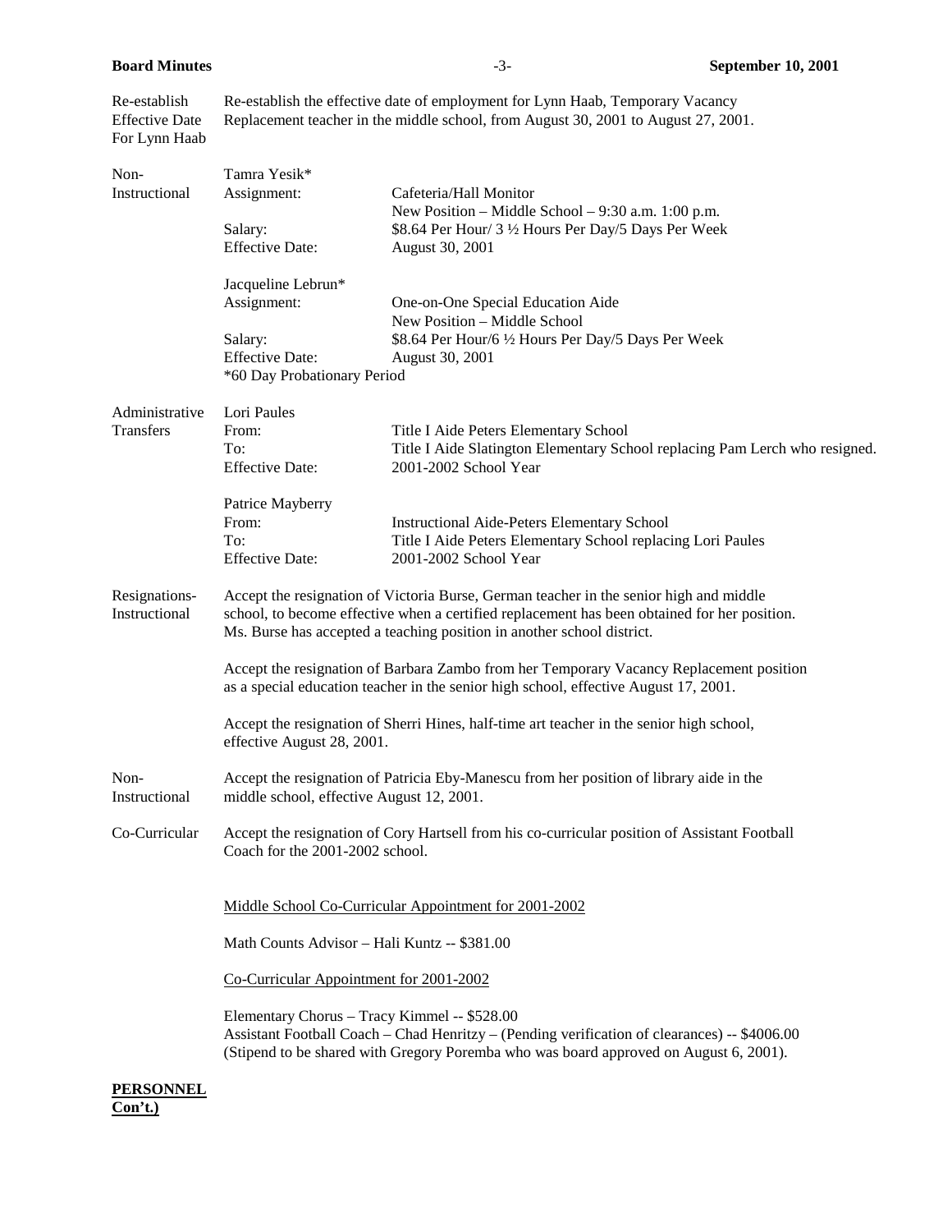**Re-establish Effective Date For Lynn Haab**

Re-establish the effective date of employment for Lynn Haab, Temporary Vacancy Replacement teacher in the middle school, from August 30, 2001 to August 27, 2001.

**Non-Instructional**

Tamra Yesik*

| | |
|---|---|
| Assignment: | Cafeteria/Hall Monitor<br>New Position – Middle School – 9:30 a.m. 1:00 p.m. |
| Salary: | $8.64 Per Hour/ 3 ½ Hours Per Day/5 Days Per Week |
| Effective Date: | August 30, 2001 |

Jacqueline Lebrun*

| | |
|---|---|
| Assignment: | One-on-One Special Education Aide<br>New Position – Middle School |
| Salary: | $8.64 Per Hour/6 ½ Hours Per Day/5 Days Per Week |
| Effective Date: | August 30, 2001 |

*60 Day Probationary Period

**Administrative Transfers**

Lori Paules

| | |
|---|---|
| From: | Title I Aide Peters Elementary School |
| To: | Title I Aide Slatington Elementary School replacing Pam Lerch who resigned. |
| Effective Date: | 2001-2002 School Year |

Patrice Mayberry

| | |
|---|---|
| From: | Instructional Aide-Peters Elementary School |
| To: | Title I Aide Peters Elementary School replacing Lori Paules |
| Effective Date: | 2001-2002 School Year |

**Resignations-Instructional**

Accept the resignation of Victoria Burse, German teacher in the senior high and middle school, to become effective when a certified replacement has been obtained for her position. Ms. Burse has accepted a teaching position in another school district.

Accept the resignation of Barbara Zambo from her Temporary Vacancy Replacement position as a special education teacher in the senior high school, effective August 17, 2001.

Accept the resignation of Sherri Hines, half-time art teacher in the senior high school, effective August 28, 2001.

**Non-Instructional**

Accept the resignation of Patricia Eby-Manescu from her position of library aide in the middle school, effective August 12, 2001.

**Co-Curricular**

Accept the resignation of Cory Hartsell from his co-curricular position of Assistant Football Coach for the 2001-2002 school.

<u>Middle School Co-Curricular Appointment for 2001-2002</u>

Math Counts Advisor – Hali Kuntz -- $381.00

<u>Co-Curricular Appointment for 2001-2002</u>

Elementary Chorus – Tracy Kimmel -- $528.00
Assistant Football Coach – Chad Henritzy – (Pending verification of clearances) -- $4006.00
(Stipend to be shared with Gregory Poremba who was board approved on August 6, 2001).

**PERSONNEL Con't.)**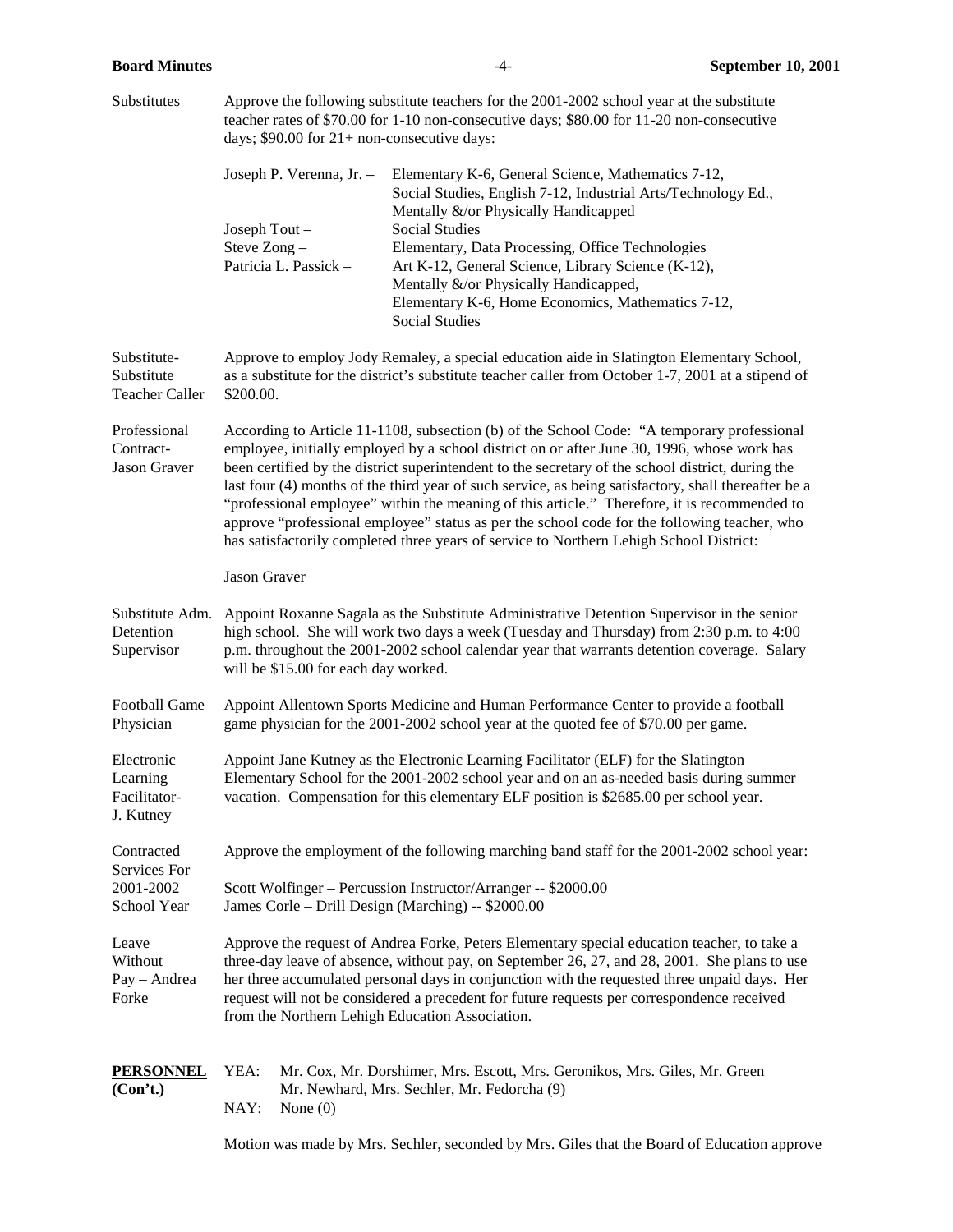**Substitutes**

Approve the following substitute teachers for the 2001-2002 school year at the substitute teacher rates of $70.00 for 1-10 non-consecutive days; $80.00 for 11-20 non-consecutive days; $90.00 for 21+ non-consecutive days:

| | |
|---|---|
| Joseph P. Verenna, Jr. – | Elementary K-6, General Science, Mathematics 7-12, Social Studies, English 7-12, Industrial Arts/Technology Ed., Mentally &/or Physically Handicapped |
| Joseph Tout – | Social Studies |
| Steve Zong – | Elementary, Data Processing, Office Technologies |
| Patricia L. Passick – | Art K-12, General Science, Library Science (K-12), Mentally &/or Physically Handicapped, Elementary K-6, Home Economics, Mathematics 7-12, Social Studies |

**Substitute-Substitute Teacher Caller**

Approve to employ Jody Remaley, a special education aide in Slatington Elementary School, as a substitute for the district's substitute teacher caller from October 1-7, 2001 at a stipend of $200.00.

**Professional Contract-Jason Graver**

According to Article 11-1108, subsection (b) of the School Code: "A temporary professional employee, initially employed by a school district on or after June 30, 1996, whose work has been certified by the district superintendent to the secretary of the school district, during the last four (4) months of the third year of such service, as being satisfactory, shall thereafter be a "professional employee" within the meaning of this article." Therefore, it is recommended to approve "professional employee" status as per the school code for the following teacher, who has satisfactorily completed three years of service to Northern Lehigh School District:

Jason Graver

**Substitute Adm. Detention Supervisor**

Appoint Roxanne Sagala as the Substitute Administrative Detention Supervisor in the senior high school. She will work two days a week (Tuesday and Thursday) from 2:30 p.m. to 4:00 p.m. throughout the 2001-2002 school calendar year that warrants detention coverage. Salary will be $15.00 for each day worked.

**Football Game Physician**

Appoint Allentown Sports Medicine and Human Performance Center to provide a football game physician for the 2001-2002 school year at the quoted fee of $70.00 per game.

**Electronic Learning Facilitator-J. Kutney**

Appoint Jane Kutney as the Electronic Learning Facilitator (ELF) for the Slatington Elementary School for the 2001-2002 school year and on an as-needed basis during summer vacation. Compensation for this elementary ELF position is $2685.00 per school year.

**Contracted Services For 2001-2002 School Year**

Approve the employment of the following marching band staff for the 2001-2002 school year:

Scott Wolfinger – Percussion Instructor/Arranger -- $2000.00
James Corle – Drill Design (Marching) -- $2000.00

**Leave Without Pay – Andrea Forke**

Approve the request of Andrea Forke, Peters Elementary special education teacher, to take a three-day leave of absence, without pay, on September 26, 27, and 28, 2001. She plans to use her three accumulated personal days in conjunction with the requested three unpaid days. Her request will not be considered a precedent for future requests per correspondence received from the Northern Lehigh Education Association.

**PERSONNEL (Con't.)**

YEA: Mr. Cox, Mr. Dorshimer, Mrs. Escott, Mrs. Geronikos, Mrs. Giles, Mr. Green Mr. Newhard, Mrs. Sechler, Mr. Fedorcha (9)
NAY: None (0)

Motion was made by Mrs. Sechler, seconded by Mrs. Giles that the Board of Education approve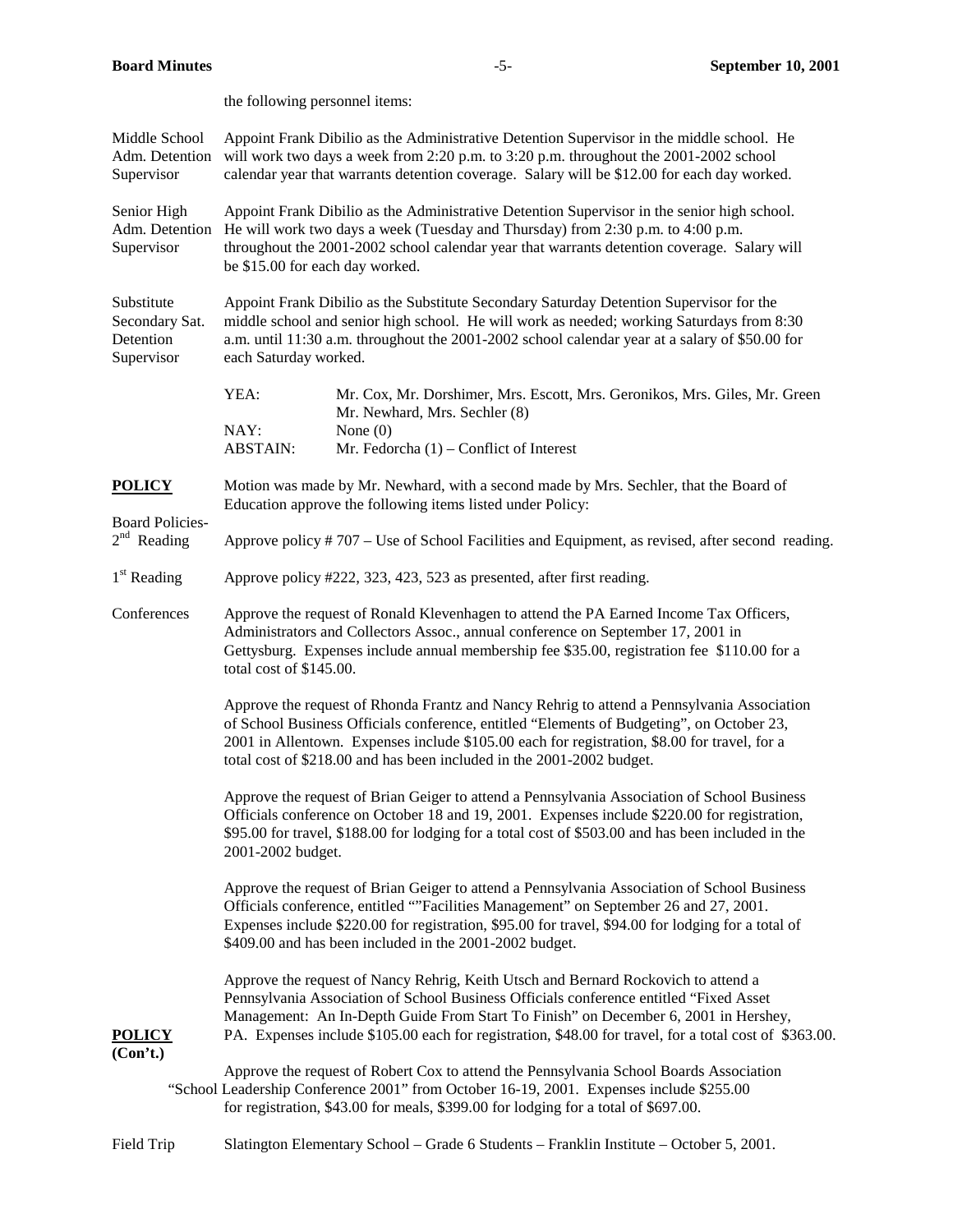the following personnel items:

Middle School Adm. Detention Supervisor

Appoint Frank Dibilio as the Administrative Detention Supervisor in the middle school. He will work two days a week from 2:20 p.m. to 3:20 p.m. throughout the 2001-2002 school calendar year that warrants detention coverage. Salary will be $12.00 for each day worked.

Senior High Adm. Detention Supervisor

Appoint Frank Dibilio as the Administrative Detention Supervisor in the senior high school. He will work two days a week (Tuesday and Thursday) from 2:30 p.m. to 4:00 p.m. throughout the 2001-2002 school calendar year that warrants detention coverage. Salary will be $15.00 for each day worked.

Substitute Secondary Sat. Detention Supervisor

Appoint Frank Dibilio as the Substitute Secondary Saturday Detention Supervisor for the middle school and senior high school. He will work as needed; working Saturdays from 8:30 a.m. until 11:30 a.m. throughout the 2001-2002 school calendar year at a salary of $50.00 for each Saturday worked.

| | |
|---|---|
| YEA: | Mr. Cox, Mr. Dorshimer, Mrs. Escott, Mrs. Geronikos, Mrs. Giles, Mr. Green Mr. Newhard, Mrs. Sechler (8) |
| NAY: | None (0) |
| ABSTAIN: | Mr. Fedorcha (1) – Conflict of Interest |

**POLICY**

Motion was made by Mr. Newhard, with a second made by Mrs. Sechler, that the Board of Education approve the following items listed under Policy:

Board Policies- 2nd Reading

Approve policy # 707 – Use of School Facilities and Equipment, as revised, after second reading.

1st Reading

Approve policy #222, 323, 423, 523 as presented, after first reading.

Conferences

Approve the request of Ronald Klevenhagen to attend the PA Earned Income Tax Officers, Administrators and Collectors Assoc., annual conference on September 17, 2001 in Gettysburg. Expenses include annual membership fee $35.00, registration fee $110.00 for a total cost of $145.00.

Approve the request of Rhonda Frantz and Nancy Rehrig to attend a Pennsylvania Association of School Business Officials conference, entitled "Elements of Budgeting", on October 23, 2001 in Allentown. Expenses include $105.00 each for registration, $8.00 for travel, for a total cost of $218.00 and has been included in the 2001-2002 budget.

Approve the request of Brian Geiger to attend a Pennsylvania Association of School Business Officials conference on October 18 and 19, 2001. Expenses include $220.00 for registration, $95.00 for travel, $188.00 for lodging for a total cost of $503.00 and has been included in the 2001-2002 budget.

Approve the request of Brian Geiger to attend a Pennsylvania Association of School Business Officials conference, entitled ""Facilities Management" on September 26 and 27, 2001. Expenses include $220.00 for registration, $95.00 for travel, $94.00 for lodging for a total of $409.00 and has been included in the 2001-2002 budget.

Approve the request of Nancy Rehrig, Keith Utsch and Bernard Rockovich to attend a Pennsylvania Association of School Business Officials conference entitled "Fixed Asset Management: An In-Depth Guide From Start To Finish" on December 6, 2001 in Hershey, PA. Expenses include $105.00 each for registration, $48.00 for travel, for a total cost of $363.00.

**POLICY (Con't.)**

Approve the request of Robert Cox to attend the Pennsylvania School Boards Association "School Leadership Conference 2001" from October 16-19, 2001. Expenses include $255.00 for registration, $43.00 for meals, $399.00 for lodging for a total of $697.00.

Field Trip

Slatington Elementary School – Grade 6 Students – Franklin Institute – October 5, 2001.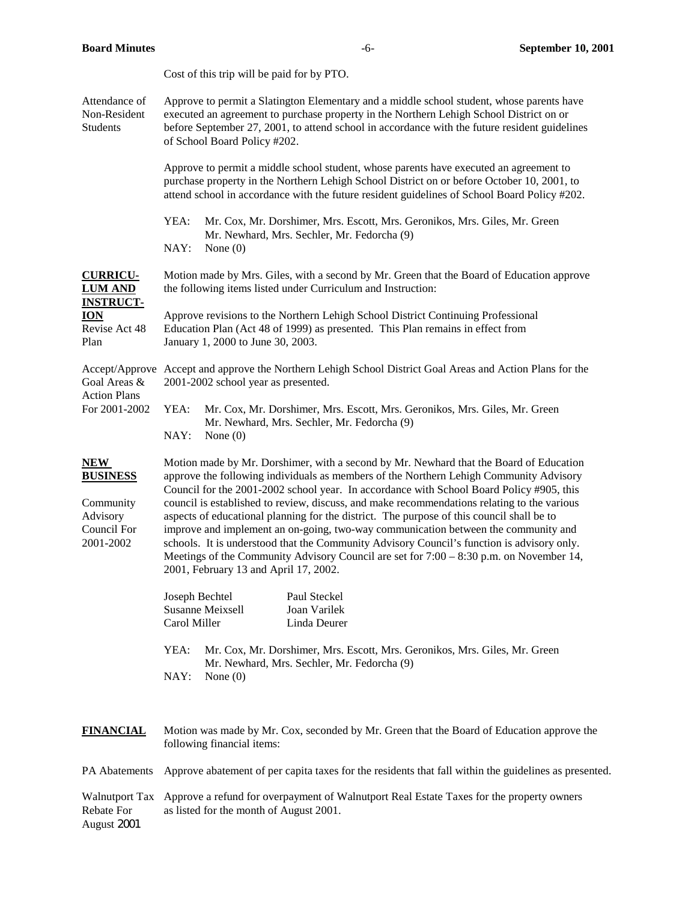Cost of this trip will be paid for by PTO.

Attendance of Non-Resident Students

Approve to permit a Slatington Elementary and a middle school student, whose parents have executed an agreement to purchase property in the Northern Lehigh School District on or before September 27, 2001, to attend school in accordance with the future resident guidelines of School Board Policy #202.

Approve to permit a middle school student, whose parents have executed an agreement to purchase property in the Northern Lehigh School District on or before October 10, 2001, to attend school in accordance with the future resident guidelines of School Board Policy #202.

YEA: Mr. Cox, Mr. Dorshimer, Mrs. Escott, Mrs. Geronikos, Mrs. Giles, Mr. Green Mr. Newhard, Mrs. Sechler, Mr. Fedorcha (9)
NAY: None (0)

**CURRICULUM AND INSTRUCTION**

Motion made by Mrs. Giles, with a second by Mr. Green that the Board of Education approve the following items listed under Curriculum and Instruction:

Revise Act 48 Plan

Approve revisions to the Northern Lehigh School District Continuing Professional Education Plan (Act 48 of 1999) as presented. This Plan remains in effect from January 1, 2000 to June 30, 2003.

Accept/Approve Goal Areas & Action Plans For 2001-2002

Accept and approve the Northern Lehigh School District Goal Areas and Action Plans for the 2001-2002 school year as presented.

YEA: Mr. Cox, Mr. Dorshimer, Mrs. Escott, Mrs. Geronikos, Mrs. Giles, Mr. Green Mr. Newhard, Mrs. Sechler, Mr. Fedorcha (9)
NAY: None (0)

**NEW BUSINESS**

Community Advisory Council For 2001-2002

Motion made by Mr. Dorshimer, with a second by Mr. Newhard that the Board of Education approve the following individuals as members of the Northern Lehigh Community Advisory Council for the 2001-2002 school year. In accordance with School Board Policy #905, this council is established to review, discuss, and make recommendations relating to the various aspects of educational planning for the district. The purpose of this council shall be to improve and implement an on-going, two-way communication between the community and schools. It is understood that the Community Advisory Council's function is advisory only. Meetings of the Community Advisory Council are set for 7:00 – 8:30 p.m. on November 14, 2001, February 13 and April 17, 2002.

| | |
|---|---|
| Joseph Bechtel | Paul Steckel |
| Susanne Meixsell | Joan Varilek |
| Carol Miller | Linda Deurer |

YEA: Mr. Cox, Mr. Dorshimer, Mrs. Escott, Mrs. Geronikos, Mrs. Giles, Mr. Green Mr. Newhard, Mrs. Sechler, Mr. Fedorcha (9)
NAY: None (0)

**FINANCIAL**

Motion was made by Mr. Cox, seconded by Mr. Green that the Board of Education approve the following financial items:

PA Abatements

Approve abatement of per capita taxes for the residents that fall within the guidelines as presented.

Walnutport Tax Rebate For August 2001

Approve a refund for overpayment of Walnutport Real Estate Taxes for the property owners as listed for the month of August 2001.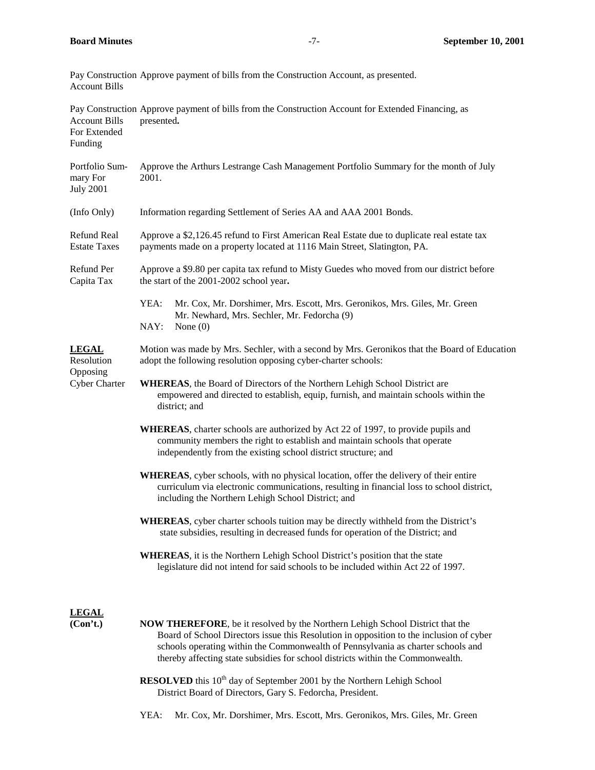Pay Construction Account Bills — Approve payment of bills from the Construction Account, as presented.

Pay Construction Account Bills For Extended Funding — Approve payment of bills from the Construction Account for Extended Financing, as presented**.**

Portfolio Summary For July 2001 — Approve the Arthurs Lestrange Cash Management Portfolio Summary for the month of July 2001.

(Info Only) — Information regarding Settlement of Series AA and AAA 2001 Bonds.

Refund Real Estate Taxes — Approve a $2,126.45 refund to First American Real Estate due to duplicate real estate tax payments made on a property located at 1116 Main Street, Slatington, PA.

Refund Per Capita Tax — Approve a $9.80 per capita tax refund to Misty Guedes who moved from our district before the start of the 2001-2002 school year**.**

YEA: Mr. Cox, Mr. Dorshimer, Mrs. Escott, Mrs. Geronikos, Mrs. Giles, Mr. Green Mr. Newhard, Mrs. Sechler, Mr. Fedorcha (9)
NAY: None (0)

**LEGAL**

Resolution Opposing Cyber Charter

Motion was made by Mrs. Sechler, with a second by Mrs. Geronikos that the Board of Education adopt the following resolution opposing cyber-charter schools:

**WHEREAS**, the Board of Directors of the Northern Lehigh School District are empowered and directed to establish, equip, furnish, and maintain schools within the district; and

**WHEREAS**, charter schools are authorized by Act 22 of 1997, to provide pupils and community members the right to establish and maintain schools that operate independently from the existing school district structure; and

**WHEREAS**, cyber schools, with no physical location, offer the delivery of their entire curriculum via electronic communications, resulting in financial loss to school district, including the Northern Lehigh School District; and

**WHEREAS**, cyber charter schools tuition may be directly withheld from the District's state subsidies, resulting in decreased funds for operation of the District; and

**WHEREAS**, it is the Northern Lehigh School District's position that the state legislature did not intend for said schools to be included within Act 22 of 1997.

**LEGAL (Con't.)**

**NOW THEREFORE**, be it resolved by the Northern Lehigh School District that the Board of School Directors issue this Resolution in opposition to the inclusion of cyber schools operating within the Commonwealth of Pennsylvania as charter schools and thereby affecting state subsidies for school districts within the Commonwealth.

**RESOLVED** this 10th day of September 2001 by the Northern Lehigh School District Board of Directors, Gary S. Fedorcha, President.

YEA: Mr. Cox, Mr. Dorshimer, Mrs. Escott, Mrs. Geronikos, Mrs. Giles, Mr. Green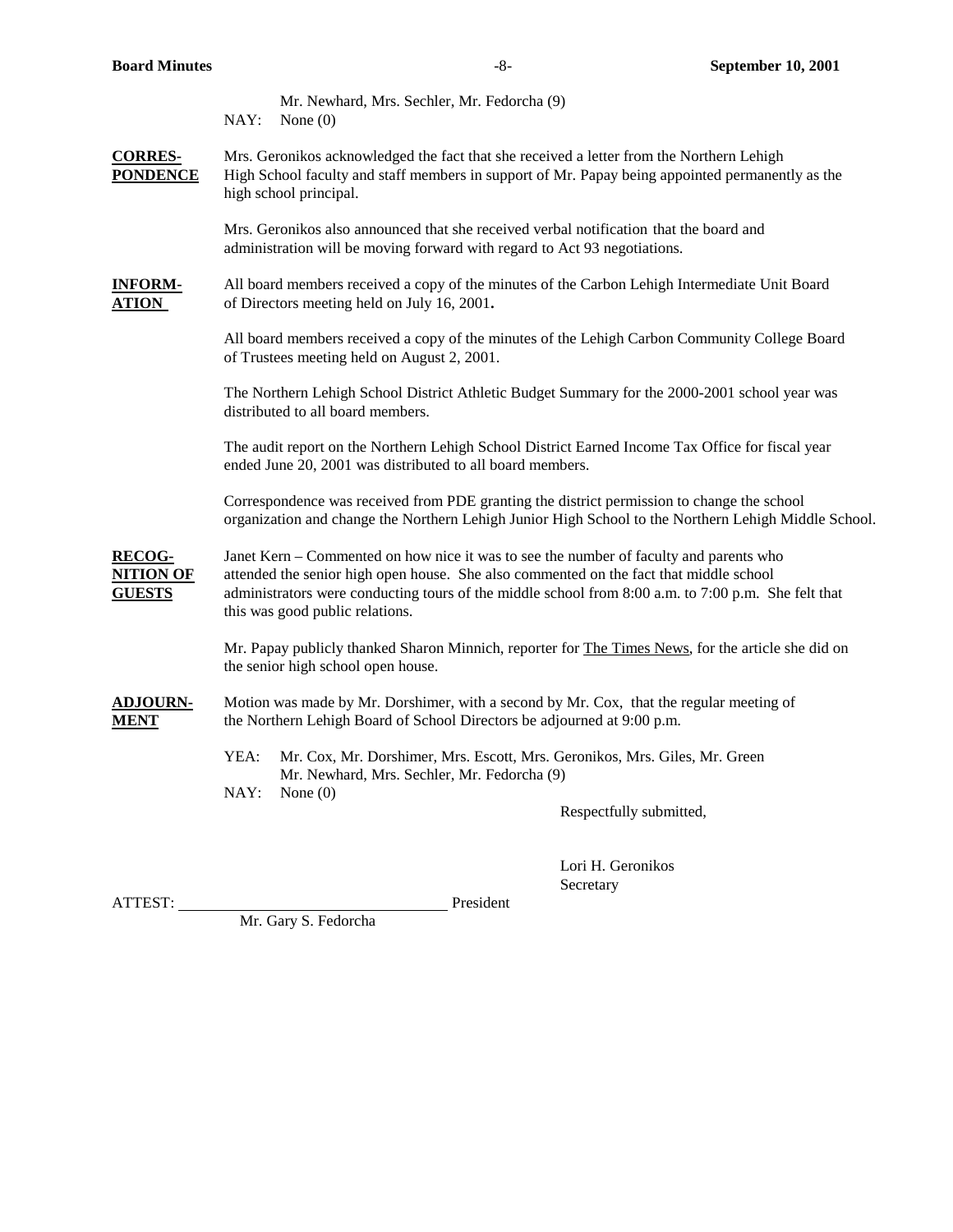Mr. Newhard, Mrs. Sechler, Mr. Fedorcha (9)
NAY: None (0)

**CORRESPONDENCE**

Mrs. Geronikos acknowledged the fact that she received a letter from the Northern Lehigh High School faculty and staff members in support of Mr. Papay being appointed permanently as the high school principal.

Mrs. Geronikos also announced that she received verbal notification that the board and administration will be moving forward with regard to Act 93 negotiations.

**INFORMATION**

All board members received a copy of the minutes of the Carbon Lehigh Intermediate Unit Board of Directors meeting held on July 16, 2001**.**

All board members received a copy of the minutes of the Lehigh Carbon Community College Board of Trustees meeting held on August 2, 2001.

The Northern Lehigh School District Athletic Budget Summary for the 2000-2001 school year was distributed to all board members.

The audit report on the Northern Lehigh School District Earned Income Tax Office for fiscal year ended June 20, 2001 was distributed to all board members.

Correspondence was received from PDE granting the district permission to change the school organization and change the Northern Lehigh Junior High School to the Northern Lehigh Middle School.

**RECOGNITION OF GUESTS**

Janet Kern – Commented on how nice it was to see the number of faculty and parents who attended the senior high open house. She also commented on the fact that middle school administrators were conducting tours of the middle school from 8:00 a.m. to 7:00 p.m. She felt that this was good public relations.

Mr. Papay publicly thanked Sharon Minnich, reporter for The Times News, for the article she did on the senior high school open house.

**ADJOURNMENT**

Motion was made by Mr. Dorshimer, with a second by Mr. Cox, that the regular meeting of the Northern Lehigh Board of School Directors be adjourned at 9:00 p.m.

YEA: Mr. Cox, Mr. Dorshimer, Mrs. Escott, Mrs. Geronikos, Mrs. Giles, Mr. Green Mr. Newhard, Mrs. Sechler, Mr. Fedorcha (9)
NAY: None (0)

Respectfully submitted,

Lori H. Geronikos
Secretary

ATTEST: ________________________________ President
Mr. Gary S. Fedorcha